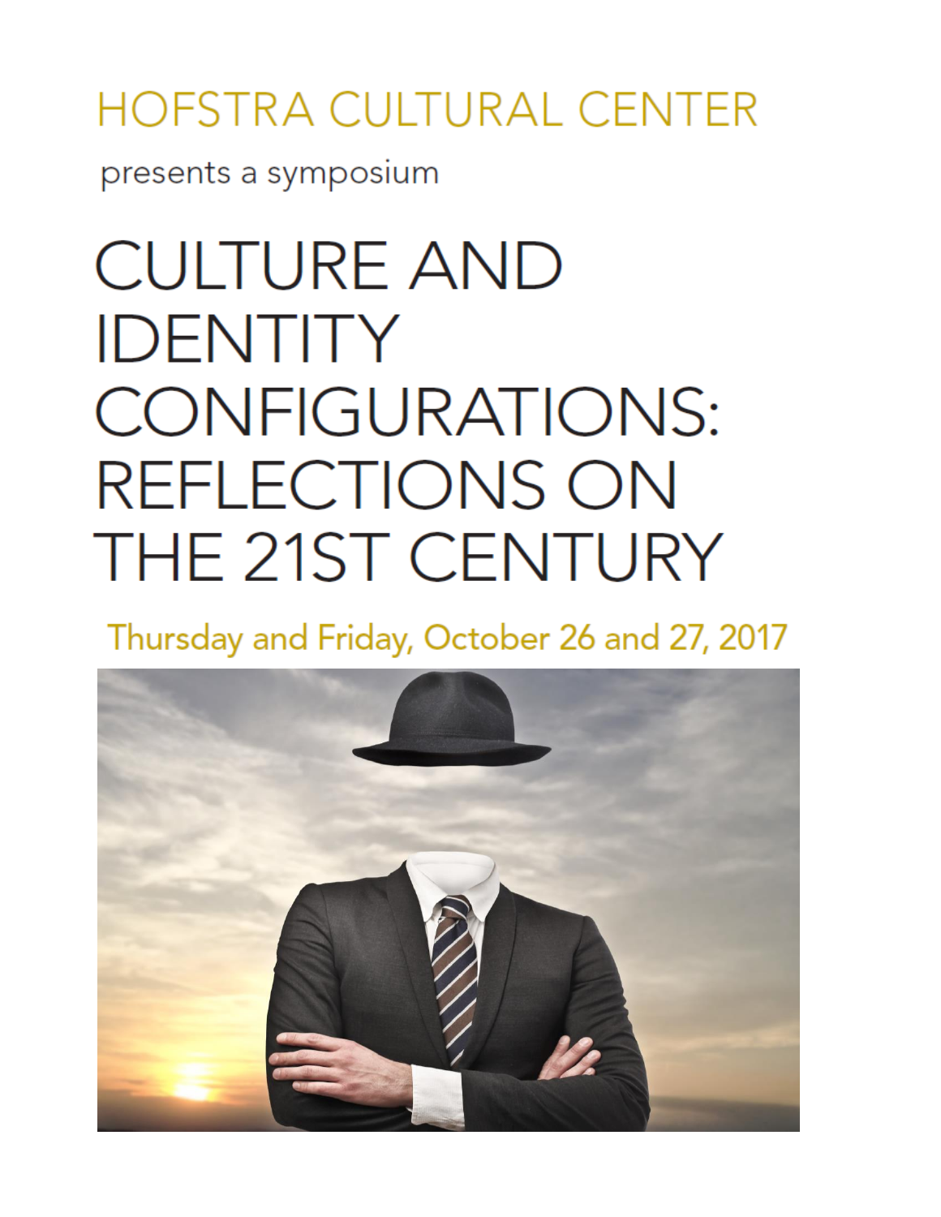HOFSTRA CULTURAL CENTER

presents a symposium

# CULTURE AND IDENTITY CONFIGURATIONS: REFLECTIONS ON THE 21ST CENTURY

Thursday and Friday, October 26 and 27, 2017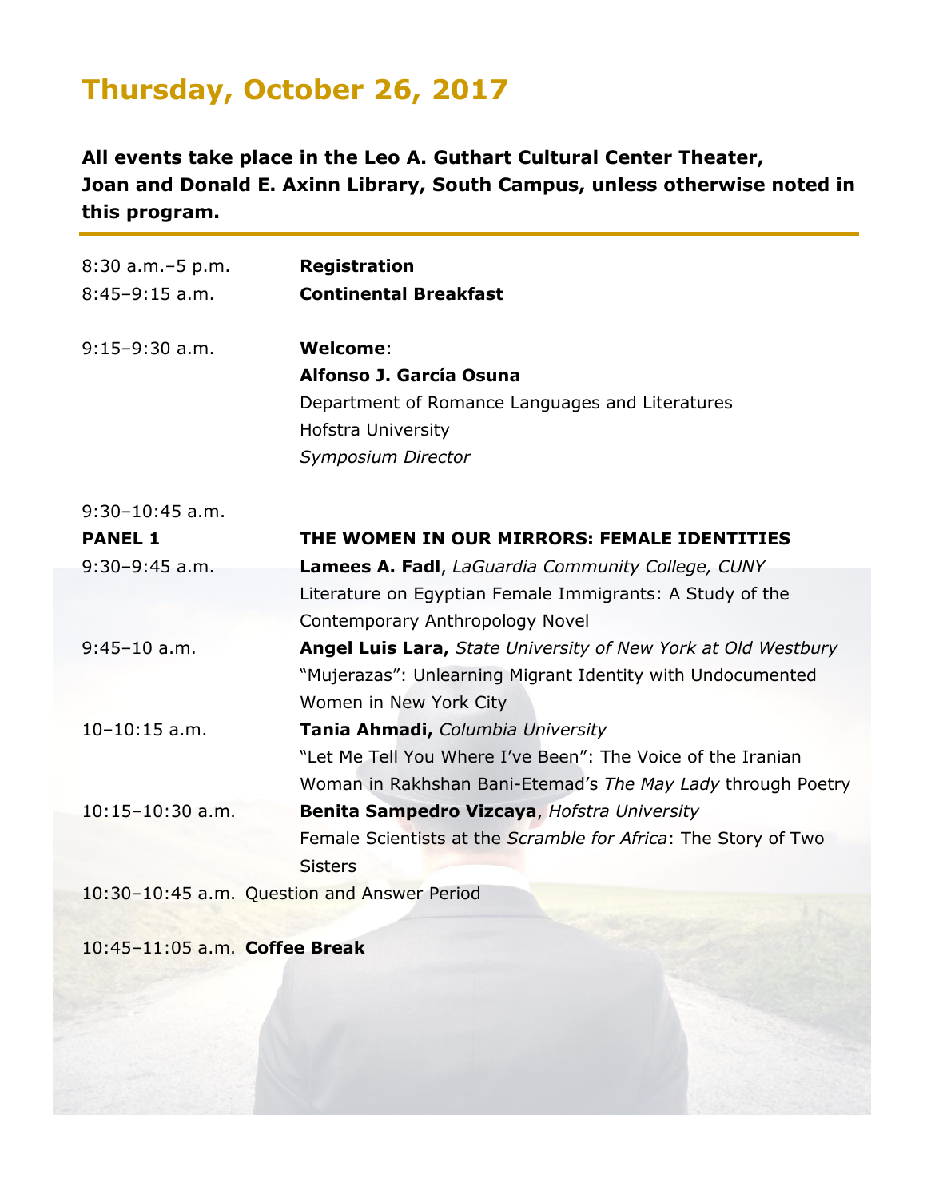# Thursday, October 26, 2017

**All events take place in the Leo A. Guthart Cultural Center Theater, Joan and Donald E. Axinn Library, South Campus, unless otherwise noted in this program.**

---

8:30 a.m.–5 p.m. **Registration**

8:45–9:15 a.m. **Continental Breakfast**

9:15–9:30 a.m. **Welcome**:
**Alfonso J. García Osuna**
Department of Romance Languages and Literatures
Hofstra University
*Symposium Director*

9:30–10:45 a.m.

**PANEL 1** **THE WOMEN IN OUR MIRRORS: FEMALE IDENTITIES**

9:30–9:45 a.m. **Lamees A. Fadl**, *LaGuardia Community College, CUNY*
Literature on Egyptian Female Immigrants: A Study of the Contemporary Anthropology Novel

9:45–10 a.m. **Angel Luis Lara,** *State University of New York at Old Westbury*
"Mujerazas": Unlearning Migrant Identity with Undocumented Women in New York City

10–10:15 a.m. **Tania Ahmadi,** *Columbia University*
"Let Me Tell You Where I've Been": The Voice of the Iranian Woman in Rakhshan Bani-Etemad's *The May Lady* through Poetry

10:15–10:30 a.m. **Benita Sampedro Vizcaya**, *Hofstra University*
Female Scientists at the *Scramble for Africa*: The Story of Two Sisters

10:30–10:45 a.m. Question and Answer Period

10:45–11:05 a.m. **Coffee Break**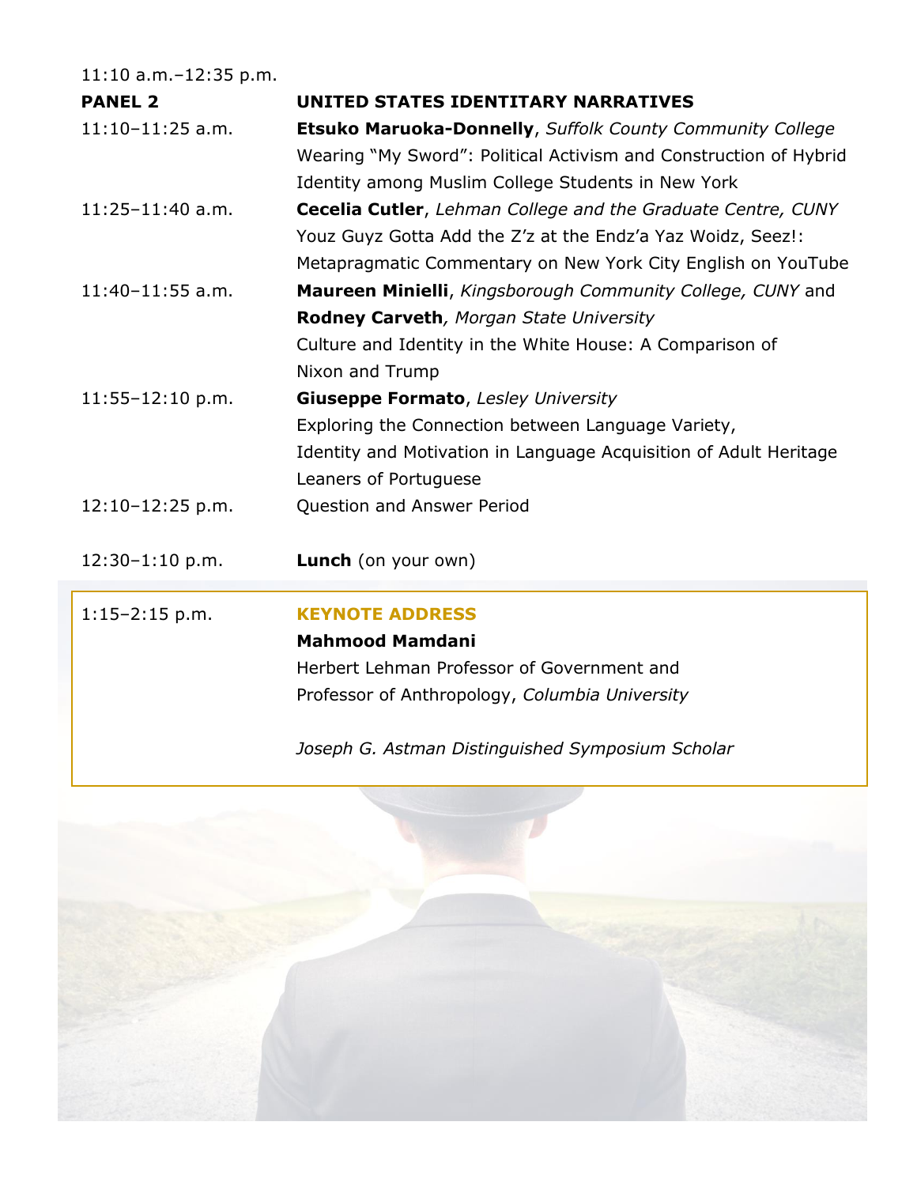11:10 a.m.–12:35 p.m.

| | |
|---|---|
| **PANEL 2** | **UNITED STATES IDENTITARY NARRATIVES** |
| 11:10–11:25 a.m. | **Etsuko Maruoka-Donnelly**, *Suffolk County Community College* Wearing "My Sword": Political Activism and Construction of Hybrid Identity among Muslim College Students in New York |
| 11:25–11:40 a.m. | **Cecelia Cutler**, *Lehman College and the Graduate Centre, CUNY* Youz Guyz Gotta Add the Z'z at the Endz'a Yaz Woidz, Seez!: Metapragmatic Commentary on New York City English on YouTube |
| 11:40–11:55 a.m. | **Maureen Minielli**, *Kingsborough Community College, CUNY* and **Rodney Carveth**, *Morgan State University* Culture and Identity in the White House: A Comparison of Nixon and Trump |
| 11:55–12:10 p.m. | **Giuseppe Formato**, *Lesley University* Exploring the Connection between Language Variety, Identity and Motivation in Language Acquisition of Adult Heritage Leaners of Portuguese |
| 12:10–12:25 p.m. | Question and Answer Period |
| 12:30–1:10 p.m. | **Lunch** (on your own) |
| 1:15–2:15 p.m. | **KEYNOTE ADDRESS** |
| | **Mahmood Mamdani** |
| | Herbert Lehman Professor of Government and Professor of Anthropology, *Columbia University* |
| | *Joseph G. Astman Distinguished Symposium Scholar* |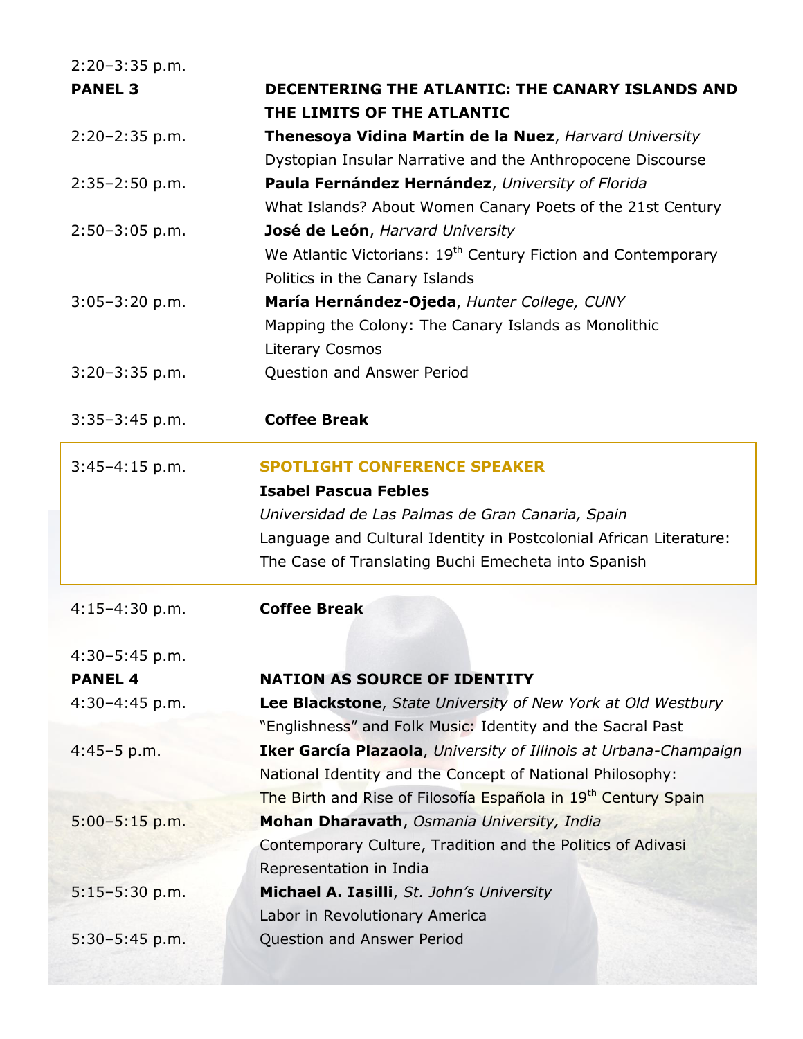2:20–3:35 p.m.

**PANEL 3** — **DECENTERING THE ATLANTIC: THE CANARY ISLANDS AND THE LIMITS OF THE ATLANTIC**

2:20–2:35 p.m. — **Thenesoya Vidina Martín de la Nuez**, *Harvard University*
Dystopian Insular Narrative and the Anthropocene Discourse

2:35–2:50 p.m. — **Paula Fernández Hernández**, *University of Florida*
What Islands? About Women Canary Poets of the 21st Century

2:50–3:05 p.m. — **José de León**, *Harvard University*
We Atlantic Victorians: 19th Century Fiction and Contemporary Politics in the Canary Islands

3:05–3:20 p.m. — **María Hernández-Ojeda**, *Hunter College, CUNY*
Mapping the Colony: The Canary Islands as Monolithic Literary Cosmos

3:20–3:35 p.m. — Question and Answer Period

3:35–3:45 p.m. — **Coffee Break**

3:45–4:15 p.m. — **SPOTLIGHT CONFERENCE SPEAKER**
**Isabel Pascua Febles**
*Universidad de Las Palmas de Gran Canaria, Spain*
Language and Cultural Identity in Postcolonial African Literature: The Case of Translating Buchi Emecheta into Spanish

4:15–4:30 p.m. — **Coffee Break**

4:30–5:45 p.m.

**PANEL 4** — **NATION AS SOURCE OF IDENTITY**

4:30–4:45 p.m. — **Lee Blackstone**, *State University of New York at Old Westbury*
"Englishness" and Folk Music: Identity and the Sacral Past

4:45–5 p.m. — **Iker García Plazaola**, *University of Illinois at Urbana-Champaign*
National Identity and the Concept of National Philosophy: The Birth and Rise of Filosofía Española in 19th Century Spain

5:00–5:15 p.m. — **Mohan Dharavath**, *Osmania University, India*
Contemporary Culture, Tradition and the Politics of Adivasi Representation in India

5:15–5:30 p.m. — **Michael A. Iasilli**, *St. John's University*
Labor in Revolutionary America

5:30–5:45 p.m. — Question and Answer Period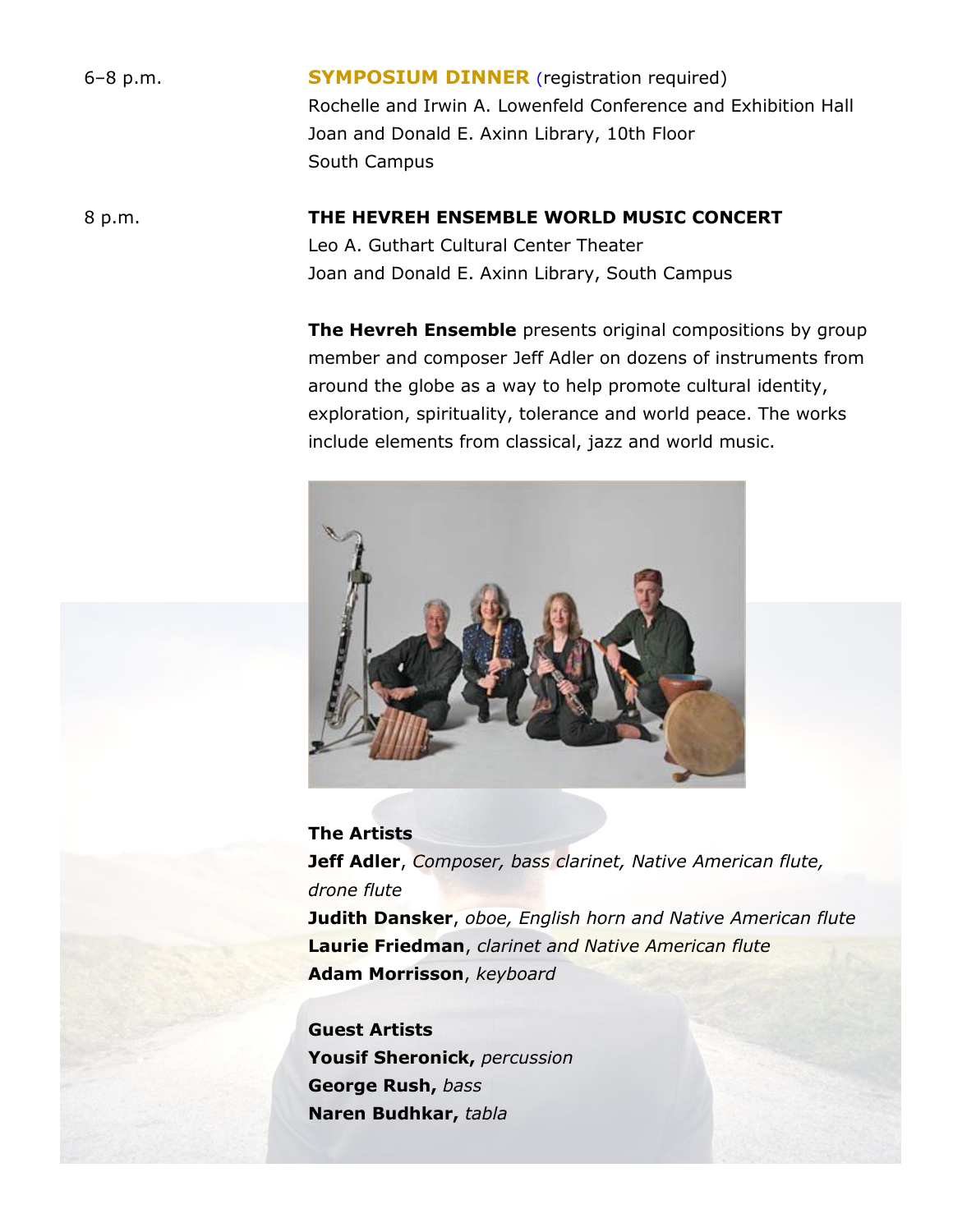6–8 p.m. **SYMPOSIUM DINNER** (registration required)
Rochelle and Irwin A. Lowenfeld Conference and Exhibition Hall
Joan and Donald E. Axinn Library, 10th Floor
South Campus

8 p.m. **THE HEVREH ENSEMBLE WORLD MUSIC CONCERT**
Leo A. Guthart Cultural Center Theater
Joan and Donald E. Axinn Library, South Campus

**The Hevreh Ensemble** presents original compositions by group member and composer Jeff Adler on dozens of instruments from around the globe as a way to help promote cultural identity, exploration, spirituality, tolerance and world peace. The works include elements from classical, jazz and world music.

**The Artists**
**Jeff Adler**, *Composer, bass clarinet, Native American flute, drone flute*
**Judith Dansker**, *oboe, English horn and Native American flute*
**Laurie Friedman**, *clarinet and Native American flute*
**Adam Morrisson**, *keyboard*

**Guest Artists**
**Yousif Sheronick,** *percussion*
**George Rush,** *bass*
**Naren Budhkar,** *tabla*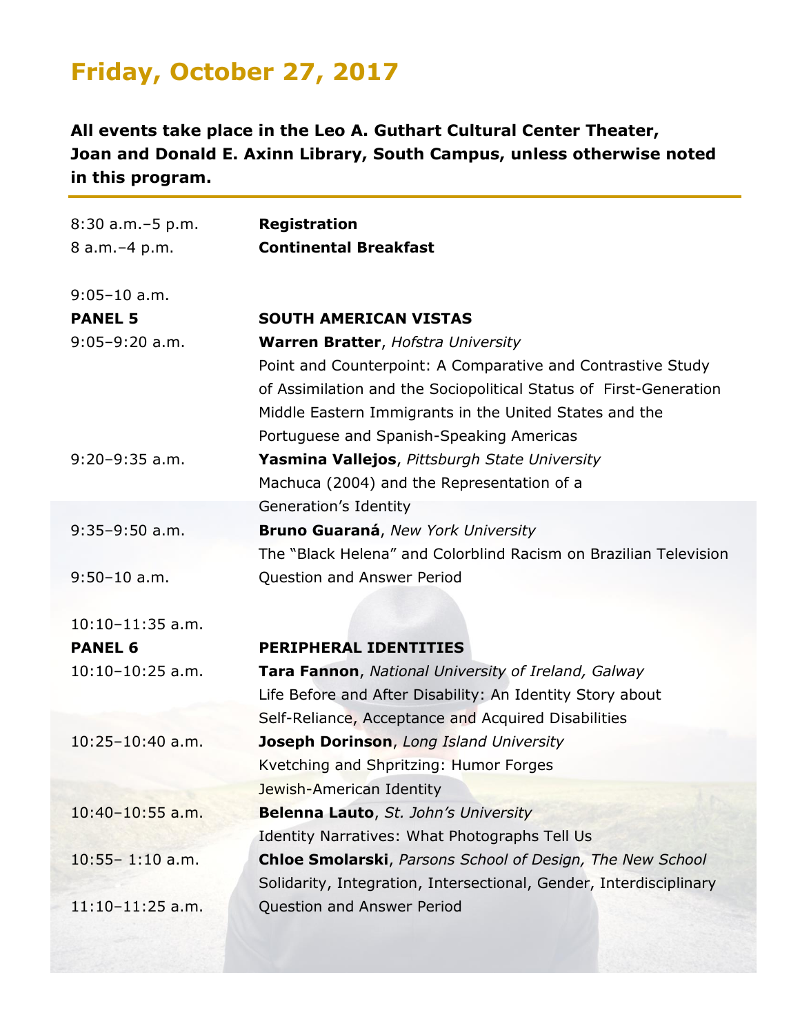# Friday, October 27, 2017

**All events take place in the Leo A. Guthart Cultural Center Theater, Joan and Donald E. Axinn Library, South Campus, unless otherwise noted in this program.**

| | |
|---|---|
| 8:30 a.m.–5 p.m. | **Registration** |
| 8 a.m.–4 p.m. | **Continental Breakfast** |

9:05–10 a.m.

| | |
|---|---|
| **PANEL 5** | **SOUTH AMERICAN VISTAS** |
| 9:05–9:20 a.m. | **Warren Bratter**, *Hofstra University*<br>Point and Counterpoint: A Comparative and Contrastive Study of Assimilation and the Sociopolitical Status of First-Generation Middle Eastern Immigrants in the United States and the Portuguese and Spanish-Speaking Americas |
| 9:20–9:35 a.m. | **Yasmina Vallejos**, *Pittsburgh State University*<br>Machuca (2004) and the Representation of a Generation's Identity |
| 9:35–9:50 a.m. | **Bruno Guaraná**, *New York University*<br>The "Black Helena" and Colorblind Racism on Brazilian Television |
| 9:50–10 a.m. | Question and Answer Period |

10:10–11:35 a.m.

| | |
|---|---|
| **PANEL 6** | **PERIPHERAL IDENTITIES** |
| 10:10–10:25 a.m. | **Tara Fannon**, *National University of Ireland, Galway*<br>Life Before and After Disability: An Identity Story about Self-Reliance, Acceptance and Acquired Disabilities |
| 10:25–10:40 a.m. | **Joseph Dorinson**, *Long Island University*<br>Kvetching and Shpritzing: Humor Forges Jewish-American Identity |
| 10:40–10:55 a.m. | **Belenna Lauto**, *St. John's University*<br>Identity Narratives: What Photographs Tell Us |
| 10:55– 1:10 a.m. | **Chloe Smolarski**, *Parsons School of Design, The New School*<br>Solidarity, Integration, Intersectional, Gender, Interdisciplinary |
| 11:10–11:25 a.m. | Question and Answer Period |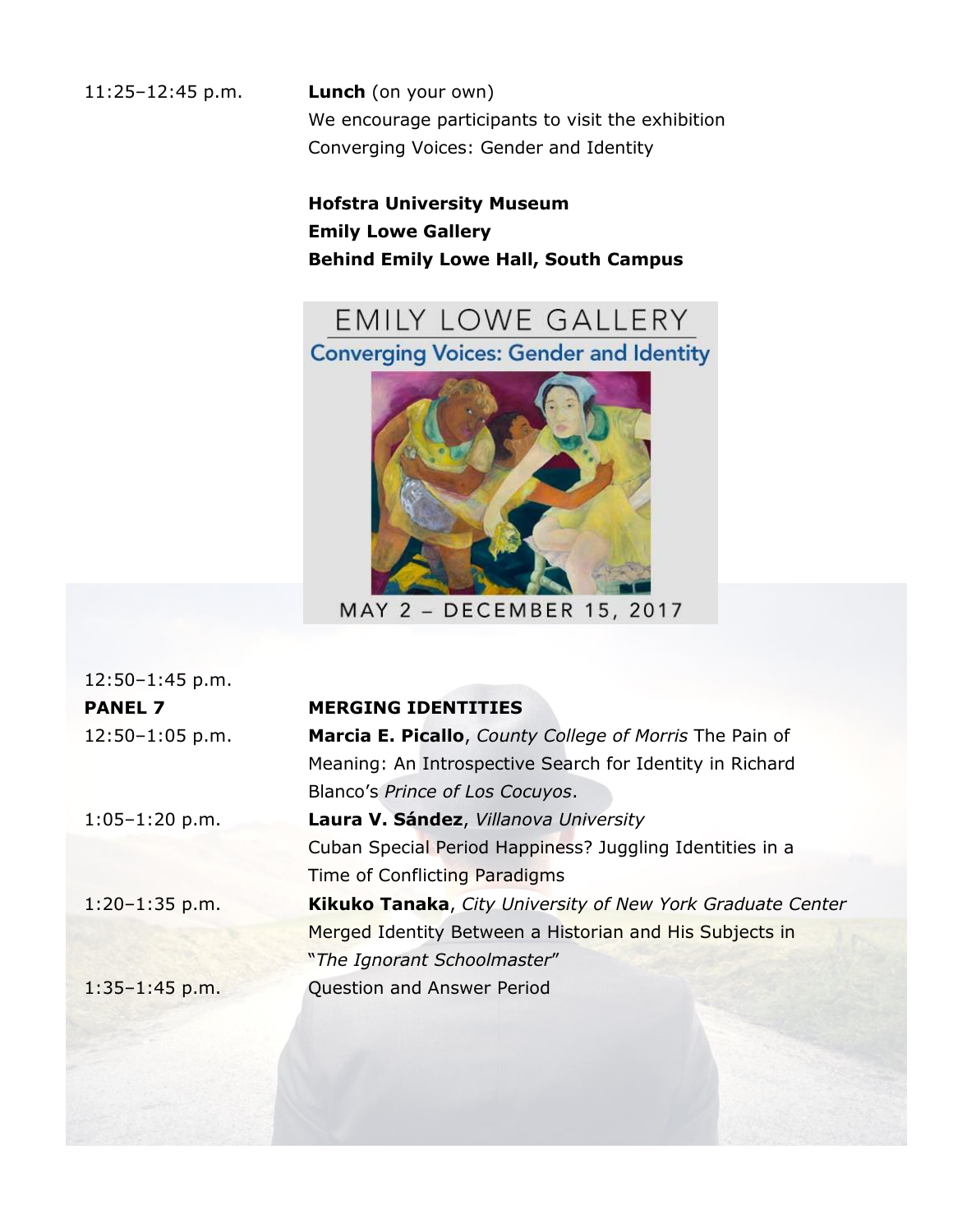11:25–12:45 p.m. **Lunch** (on your own)
We encourage participants to visit the exhibition Converging Voices: Gender and Identity

**Hofstra University Museum**
**Emily Lowe Gallery**
**Behind Emily Lowe Hall, South Campus**

EMILY LOWE GALLERY
Converging Voices: Gender and Identity
MAY 2 – DECEMBER 15, 2017

12:50–1:45 p.m.

**PANEL 7** **MERGING IDENTITIES**

12:50–1:05 p.m. **Marcia E. Picallo**, *County College of Morris* The Pain of Meaning: An Introspective Search for Identity in Richard Blanco's *Prince of Los Cocuyos*.

1:05–1:20 p.m. **Laura V. Sández**, *Villanova University*
Cuban Special Period Happiness? Juggling Identities in a Time of Conflicting Paradigms

1:20–1:35 p.m. **Kikuko Tanaka**, *City University of New York Graduate Center*
Merged Identity Between a Historian and His Subjects in "*The Ignorant Schoolmaster*"

1:35–1:45 p.m. Question and Answer Period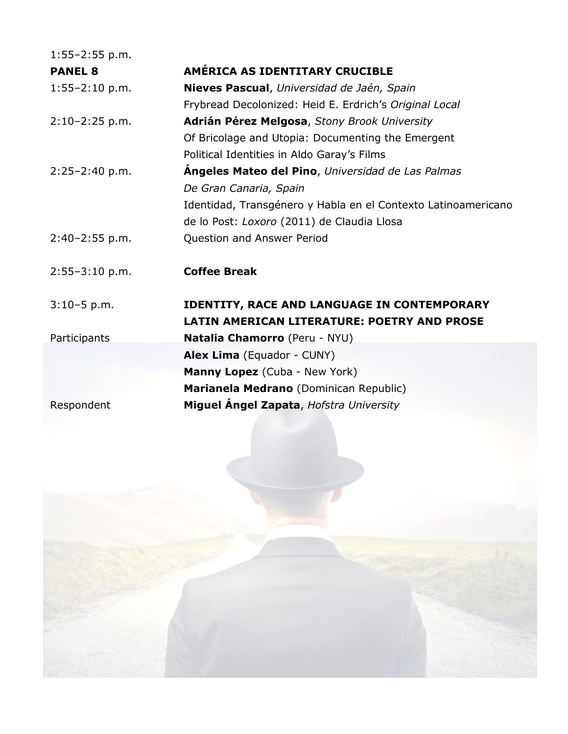1:55–2:55 p.m.

**PANEL 8** — **AMÉRICA AS IDENTITARY CRUCIBLE**

1:55–2:10 p.m. — **Nieves Pascual**, *Universidad de Jaén, Spain*
Frybread Decolonized: Heid E. Erdrich's *Original Local*

2:10–2:25 p.m. — **Adrián Pérez Melgosa**, *Stony Brook University*
Of Bricolage and Utopia: Documenting the Emergent Political Identities in Aldo Garay's Films

2:25–2:40 p.m. — **Ángeles Mateo del Pino**, *Universidad de Las Palmas De Gran Canaria, Spain*
Identidad, Transgénero y Habla en el Contexto Latinoamericano de lo Post: *Loxoro* (2011) de Claudia Llosa

2:40–2:55 p.m. — Question and Answer Period

2:55–3:10 p.m. — **Coffee Break**

3:10–5 p.m. — **IDENTITY, RACE AND LANGUAGE IN CONTEMPORARY LATIN AMERICAN LITERATURE: POETRY AND PROSE**

Participants
- **Natalia Chamorro** (Peru - NYU)
- **Alex Lima** (Equador - CUNY)
- **Manny Lopez** (Cuba - New York)
- **Marianela Medrano** (Dominican Republic)

Respondent — **Miguel Ángel Zapata**, *Hofstra University*